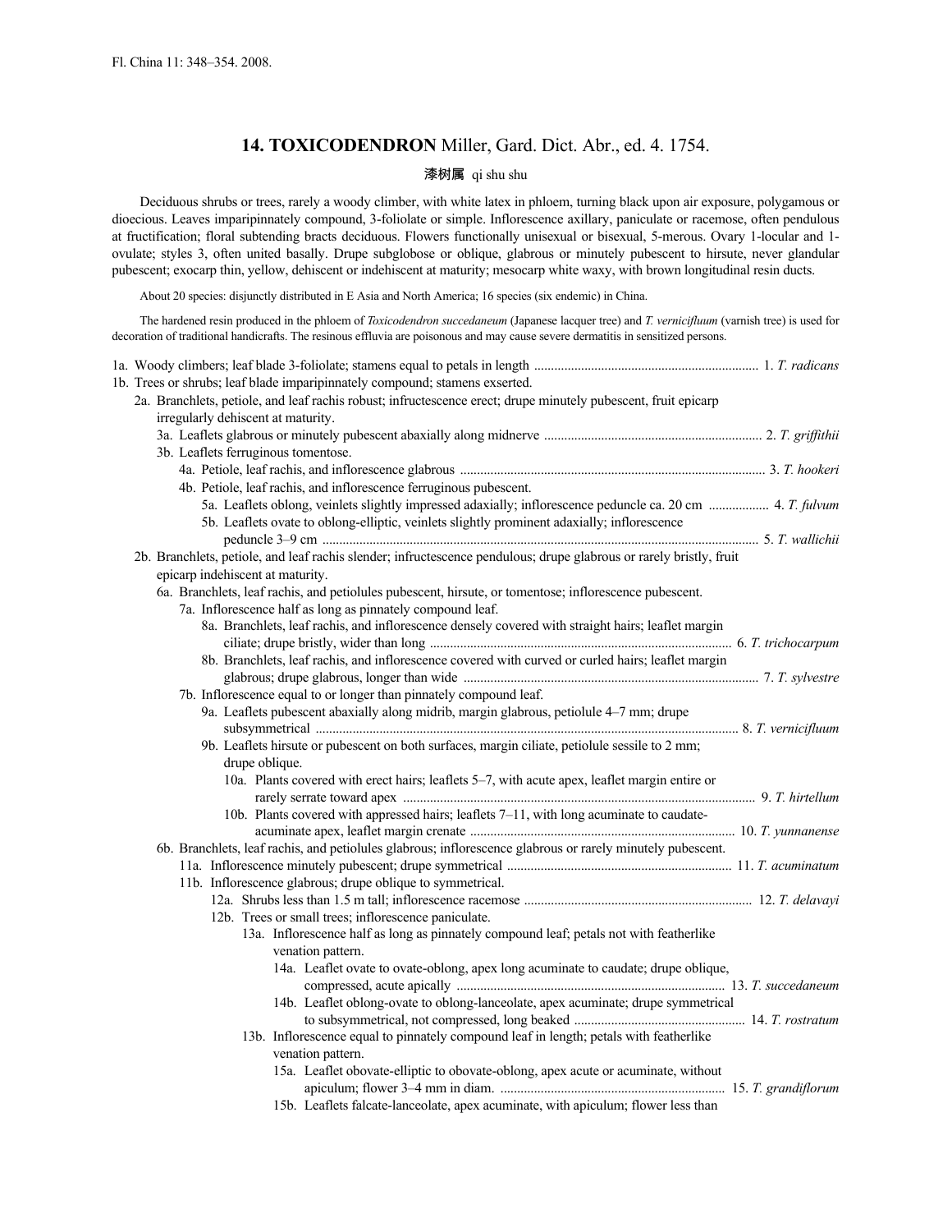Fl. China 11: 348–354. 2008.

## 14. TOXICODENDRON Miller, Gard. Dict. Abr., ed. 4. 1754.

**漆树属** qi shu shu

Deciduous shrubs or trees, rarely a woody climber, with white latex in phloem, turning black upon air exposure, polygamous or dioecious. Leaves imparipinnately compound, 3-foliolate or simple. Inflorescence axillary, paniculate or racemose, often pendulous at fructification; floral subtending bracts deciduous. Flowers functionally unisexual or bisexual, 5-merous. Ovary 1-locular and 1-ovulate; styles 3, often united basally. Drupe subglobose or oblique, glabrous or minutely pubescent to hirsute, never glandular pubescent; exocarp thin, yellow, dehiscent or indehiscent at maturity; mesocarp white waxy, with brown longitudinal resin ducts.

About 20 species: disjunctly distributed in E Asia and North America; 16 species (six endemic) in China.

The hardened resin produced in the phloem of *Toxicodendron succedaneum* (Japanese lacquer tree) and *T. vernicifluum* (varnish tree) is used for decoration of traditional handicrafts. The resinous effluvia are poisonous and may cause severe dermatitis in sensitized persons.

1a. Woody climbers; leaf blade 3-foliolate; stamens equal to petals in length .................................................................. 1. *T. radicans*
1b. Trees or shrubs; leaf blade imparipinnately compound; stamens exserted.
  2a. Branchlets, petiole, and leaf rachis robust; infructescence erect; drupe minutely pubescent, fruit epicarp irregularly dehiscent at maturity.
    3a. Leaflets glabrous or minutely pubescent abaxially along midnerve ................................................................ 2. *T. griffithii*
    3b. Leaflets ferruginous tomentose.
      4a. Petiole, leaf rachis, and inflorescence glabrous .......................................................................................... 3. *T. hookeri*
      4b. Petiole, leaf rachis, and inflorescence ferruginous pubescent.
        5a. Leaflets oblong, veinlets slightly impressed adaxially; inflorescence peduncle ca. 20 cm .................. 4. *T. fulvum*
        5b. Leaflets ovate to oblong-elliptic, veinlets slightly prominent adaxially; inflorescence peduncle 3–9 cm ................................................................................................................................ 5. *T. wallichii*
  2b. Branchlets, petiole, and leaf rachis slender; infructescence pendulous; drupe glabrous or rarely bristly, fruit epicarp indehiscent at maturity.
    6a. Branchlets, leaf rachis, and petiolules pubescent, hirsute, or tomentose; inflorescence pubescent.
      7a. Inflorescence half as long as pinnately compound leaf.
        8a. Branchlets, leaf rachis, and inflorescence densely covered with straight hairs; leaflet margin ciliate; drupe bristly, wider than long ......................................................................................... 6. *T. trichocarpum*
        8b. Branchlets, leaf rachis, and inflorescence covered with curved or curled hairs; leaflet margin glabrous; drupe glabrous, longer than wide ...................................................................................... 7. *T. sylvestre*
      7b. Inflorescence equal to or longer than pinnately compound leaf.
        9a. Leaflets pubescent abaxially along midrib, margin glabrous, petiolule 4–7 mm; drupe subsymmetrical ............................................................................................................................. 8. *T. vernicifluum*
        9b. Leaflets hirsute or pubescent on both surfaces, margin ciliate, petiolule sessile to 2 mm; drupe oblique.
          10a. Plants covered with erect hairs; leaflets 5–7, with acute apex, leaflet margin entire or rarely serrate toward apex ........................................................................................................ 9. *T. hirtellum*
          10b. Plants covered with appressed hairs; leaflets 7–11, with long acuminate to caudate-acuminate apex, leaflet margin crenate ............................................................................. 10. *T. yunnanense*
    6b. Branchlets, leaf rachis, and petiolules glabrous; inflorescence glabrous or rarely minutely pubescent.
      11a. Inflorescence minutely pubescent; drupe symmetrical .................................................................. 11. *T. acuminatum*
      11b. Inflorescence glabrous; drupe oblique to symmetrical.
        12a. Shrubs less than 1.5 m tall; inflorescence racemose ................................................................... 12. *T. delavayi*
        12b. Trees or small trees; inflorescence paniculate.
          13a. Inflorescence half as long as pinnately compound leaf; petals not with featherlike venation pattern.
            14a. Leaflet ovate to ovate-oblong, apex long acuminate to caudate; drupe oblique, compressed, acute apically ............................................................................... 13. *T. succedaneum*
            14b. Leaflet oblong-ovate to oblong-lanceolate, apex acuminate; drupe symmetrical to subsymmetrical, not compressed, long beaked .................................................. 14. *T. rostratum*
          13b. Inflorescence equal to pinnately compound leaf in length; petals with featherlike venation pattern.
            15a. Leaflet obovate-elliptic to obovate-oblong, apex acute or acuminate, without apiculum; flower 3–4 mm in diam. .................................................................. 15. *T. grandiflorum*
            15b. Leaflets falcate-lanceolate, apex acuminate, with apiculum; flower less than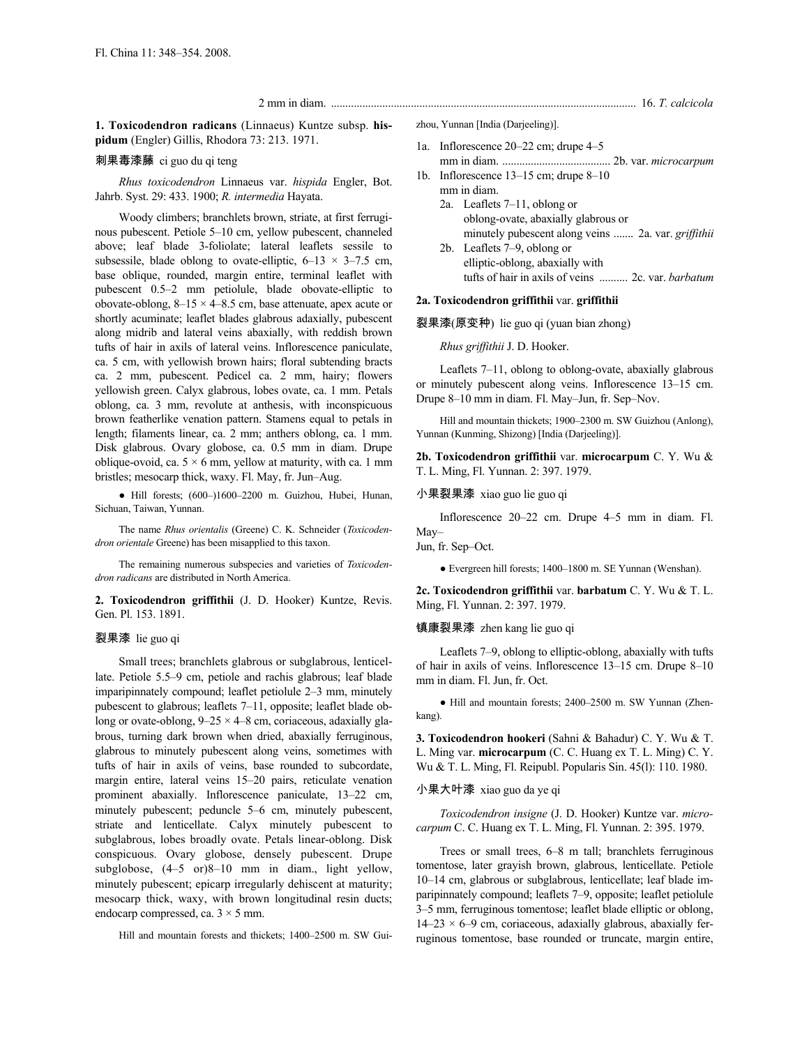2 mm in diam. .......................................................................................................... 16. *T. calcicola*

**1. Toxicodendron radicans** (Linnaeus) Kuntze subsp. **hispidum** (Engler) Gillis, Rhodora 73: 213. 1971.

刺果毒漆藤 ci guo du qi teng

*Rhus toxicodendron* Linnaeus var. *hispida* Engler, Bot. Jahrb. Syst. 29: 433. 1900; *R. intermedia* Hayata.

Woody climbers; branchlets brown, striate, at first ferruginous pubescent. Petiole 5–10 cm, yellow pubescent, channeled above; leaf blade 3-foliolate; lateral leaflets sessile to subsessile, blade oblong to ovate-elliptic, 6–13 × 3–7.5 cm, base oblique, rounded, margin entire, terminal leaflet with pubescent 0.5–2 mm petiolule, blade obovate-elliptic to obovate-oblong, 8–15 × 4–8.5 cm, base attenuate, apex acute or shortly acuminate; leaflet blades glabrous adaxially, pubescent along midrib and lateral veins abaxially, with reddish brown tufts of hair in axils of lateral veins. Inflorescence paniculate, ca. 5 cm, with yellowish brown hairs; floral subtending bracts ca. 2 mm, pubescent. Pedicel ca. 2 mm, hairy; flowers yellowish green. Calyx glabrous, lobes ovate, ca. 1 mm. Petals oblong, ca. 3 mm, revolute at anthesis, with inconspicuous brown featherlike venation pattern. Stamens equal to petals in length; filaments linear, ca. 2 mm; anthers oblong, ca. 1 mm. Disk glabrous. Ovary globose, ca. 0.5 mm in diam. Drupe oblique-ovoid, ca. 5 × 6 mm, yellow at maturity, with ca. 1 mm bristles; mesocarp thick, waxy. Fl. May, fr. Jun–Aug.

● Hill forests; (600–)1600–2200 m. Guizhou, Hubei, Hunan, Sichuan, Taiwan, Yunnan.

The name *Rhus orientalis* (Greene) C. K. Schneider (*Toxicodendron orientale* Greene) has been misapplied to this taxon.

The remaining numerous subspecies and varieties of *Toxicodendron radicans* are distributed in North America.

**2. Toxicodendron griffithii** (J. D. Hooker) Kuntze, Revis. Gen. Pl. 153. 1891.

裂果漆 lie guo qi

Small trees; branchlets glabrous or subglabrous, lenticellate. Petiole 5.5–9 cm, petiole and rachis glabrous; leaf blade imparipinnately compound; leaflet petiolule 2–3 mm, minutely pubescent to glabrous; leaflets 7–11, opposite; leaflet blade oblong or ovate-oblong, 9–25 × 4–8 cm, coriaceous, adaxially glabrous, turning dark brown when dried, abaxially ferruginous, glabrous to minutely pubescent along veins, sometimes with tufts of hair in axils of veins, base rounded to subcordate, margin entire, lateral veins 15–20 pairs, reticulate venation prominent abaxially. Inflorescence paniculate, 13–22 cm, minutely pubescent; peduncle 5–6 cm, minutely pubescent, striate and lenticellate. Calyx minutely pubescent to subglabrous, lobes broadly ovate. Petals linear-oblong. Disk conspicuous. Ovary globose, densely pubescent. Drupe subglobose, (4–5 or)8–10 mm in diam., light yellow, minutely pubescent; epicarp irregularly dehiscent at maturity; mesocarp thick, waxy, with brown longitudinal resin ducts; endocarp compressed, ca. 3 × 5 mm.

Hill and mountain forests and thickets; 1400–2500 m. SW Guizhou, Yunnan [India (Darjeeling)].

1a. Inflorescence 20–22 cm; drupe 4–5 mm in diam. ..................................... 2b. var. *microcarpum*
1b. Inflorescence 13–15 cm; drupe 8–10 mm in diam.
  2a. Leaflets 7–11, oblong or oblong-ovate, abaxially glabrous or minutely pubescent along veins ....... 2a. var. *griffithii*
  2b. Leaflets 7–9, oblong or elliptic-oblong, abaxially with tufts of hair in axils of veins .......... 2c. var. *barbatum*

**2a. Toxicodendron griffithii** var. **griffithii**

裂果漆(原变种) lie guo qi (yuan bian zhong)

*Rhus griffithii* J. D. Hooker.

Leaflets 7–11, oblong to oblong-ovate, abaxially glabrous or minutely pubescent along veins. Inflorescence 13–15 cm. Drupe 8–10 mm in diam. Fl. May–Jun, fr. Sep–Nov.

Hill and mountain thickets; 1900–2300 m. SW Guizhou (Anlong), Yunnan (Kunming, Shizong) [India (Darjeeling)].

**2b. Toxicodendron griffithii** var. **microcarpum** C. Y. Wu & T. L. Ming, Fl. Yunnan. 2: 397. 1979.

小果裂果漆 xiao guo lie guo qi

Inflorescence 20–22 cm. Drupe 4–5 mm in diam. Fl. May–Jun, fr. Sep–Oct.

● Evergreen hill forests; 1400–1800 m. SE Yunnan (Wenshan).

**2c. Toxicodendron griffithii** var. **barbatum** C. Y. Wu & T. L. Ming, Fl. Yunnan. 2: 397. 1979.

镇康裂果漆 zhen kang lie guo qi

Leaflets 7–9, oblong to elliptic-oblong, abaxially with tufts of hair in axils of veins. Inflorescence 13–15 cm. Drupe 8–10 mm in diam. Fl. Jun, fr. Oct.

● Hill and mountain forests; 2400–2500 m. SW Yunnan (Zhenkang).

**3. Toxicodendron hookeri** (Sahni & Bahadur) C. Y. Wu & T. L. Ming var. **microcarpum** (C. C. Huang ex T. L. Ming) C. Y. Wu & T. L. Ming, Fl. Reipubl. Popularis Sin. 45(l): 110. 1980.

小果大叶漆 xiao guo da ye qi

*Toxicodendron insigne* (J. D. Hooker) Kuntze var. *microcarpum* C. C. Huang ex T. L. Ming, Fl. Yunnan. 2: 395. 1979.

Trees or small trees, 6–8 m tall; branchlets ferruginous tomentose, later grayish brown, glabrous, lenticellate. Petiole 10–14 cm, glabrous or subglabrous, lenticellate; leaf blade imparipinnately compound; leaflets 7–9, opposite; leaflet petiolule 3–5 mm, ferruginous tomentose; leaflet blade elliptic or oblong, 14–23 × 6–9 cm, coriaceous, adaxially glabrous, abaxially ferruginous tomentose, base rounded or truncate, margin entire,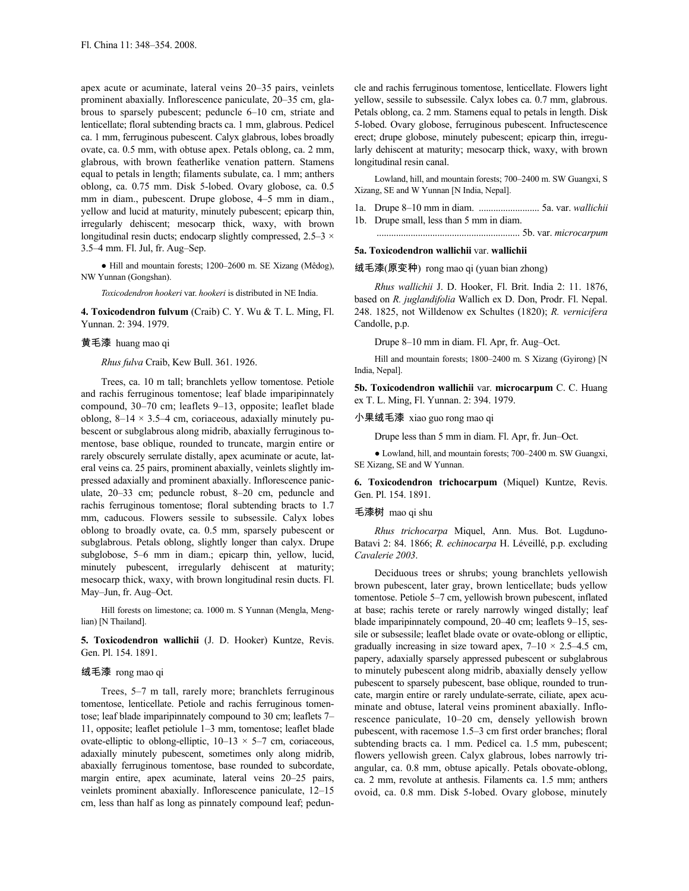apex acute or acuminate, lateral veins 20–35 pairs, veinlets prominent abaxially. Inflorescence paniculate, 20–35 cm, glabrous to sparsely pubescent; peduncle 6–10 cm, striate and lenticellate; floral subtending bracts ca. 1 mm, glabrous. Pedicel ca. 1 mm, ferruginous pubescent. Calyx glabrous, lobes broadly ovate, ca. 0.5 mm, with obtuse apex. Petals oblong, ca. 2 mm, glabrous, with brown featherlike venation pattern. Stamens equal to petals in length; filaments subulate, ca. 1 mm; anthers oblong, ca. 0.75 mm. Disk 5-lobed. Ovary globose, ca. 0.5 mm in diam., pubescent. Drupe globose, 4–5 mm in diam., yellow and lucid at maturity, minutely pubescent; epicarp thin, irregularly dehiscent; mesocarp thick, waxy, with brown longitudinal resin ducts; endocarp slightly compressed, 2.5–3 × 3.5–4 mm. Fl. Jul, fr. Aug–Sep.

● Hill and mountain forests; 1200–2600 m. SE Xizang (Mêdog), NW Yunnan (Gongshan).

*Toxicodendron hookeri* var. *hookeri* is distributed in NE India.

**4. Toxicodendron fulvum** (Craib) C. Y. Wu & T. L. Ming, Fl. Yunnan. 2: 394. 1979.

黄毛漆 huang mao qi

*Rhus fulva* Craib, Kew Bull. 361. 1926.

Trees, ca. 10 m tall; branchlets yellow tomentose. Petiole and rachis ferruginous tomentose; leaf blade imparipinnately compound, 30–70 cm; leaflets 9–13, opposite; leaflet blade oblong, 8–14 × 3.5–4 cm, coriaceous, adaxially minutely pubescent or subglabrous along midrib, abaxially ferruginous tomentose, base oblique, rounded to truncate, margin entire or rarely obscurely serrulate distally, apex acuminate or acute, lateral veins ca. 25 pairs, prominent abaxially, veinlets slightly impressed adaxially and prominent abaxially. Inflorescence paniculate, 20–33 cm; peduncle robust, 8–20 cm, peduncle and rachis ferruginous tomentose; floral subtending bracts to 1.7 mm, caducous. Flowers sessile to subsessile. Calyx lobes oblong to broadly ovate, ca. 0.5 mm, sparsely pubescent or subglabrous. Petals oblong, slightly longer than calyx. Drupe subglobose, 5–6 mm in diam.; epicarp thin, yellow, lucid, minutely pubescent, irregularly dehiscent at maturity; mesocarp thick, waxy, with brown longitudinal resin ducts. Fl. May–Jun, fr. Aug–Oct.

Hill forests on limestone; ca. 1000 m. S Yunnan (Mengla, Menglian) [N Thailand].

**5. Toxicodendron wallichii** (J. D. Hooker) Kuntze, Revis. Gen. Pl. 154. 1891.

绒毛漆 rong mao qi

Trees, 5–7 m tall, rarely more; branchlets ferruginous tomentose, lenticellate. Petiole and rachis ferruginous tomentose; leaf blade imparipinnately compound to 30 cm; leaflets 7–11, opposite; leaflet petiolule 1–3 mm, tomentose; leaflet blade ovate-elliptic to oblong-elliptic, 10–13 × 5–7 cm, coriaceous, adaxially minutely pubescent, sometimes only along midrib, abaxially ferruginous tomentose, base rounded to subcordate, margin entire, apex acuminate, lateral veins 20–25 pairs, veinlets prominent abaxially. Inflorescence paniculate, 12–15 cm, less than half as long as pinnately compound leaf; peduncle and rachis ferruginous tomentose, lenticellate. Flowers light yellow, sessile to subsessile. Calyx lobes ca. 0.7 mm, glabrous. Petals oblong, ca. 2 mm. Stamens equal to petals in length. Disk 5-lobed. Ovary globose, ferruginous pubescent. Infructescence erect; drupe globose, minutely pubescent; epicarp thin, irregularly dehiscent at maturity; mesocarp thick, waxy, with brown longitudinal resin canal.

Lowland, hill, and mountain forests; 700–2400 m. SW Guangxi, S Xizang, SE and W Yunnan [N India, Nepal].

1a. Drupe 8–10 mm in diam. ......................... 5a. var. *wallichii*
1b. Drupe small, less than 5 mm in diam. .......................................................... 5b. var. *microcarpum*

**5a. Toxicodendron wallichii** var. **wallichii**

绒毛漆(原变种) rong mao qi (yuan bian zhong)

*Rhus wallichii* J. D. Hooker, Fl. Brit. India 2: 11. 1876, based on *R. juglandifolia* Wallich ex D. Don, Prodr. Fl. Nepal. 248. 1825, not Willdenow ex Schultes (1820); *R. vernicifera* Candolle, p.p.

Drupe 8–10 mm in diam. Fl. Apr, fr. Aug–Oct.

Hill and mountain forests; 1800–2400 m. S Xizang (Gyirong) [N India, Nepal].

**5b. Toxicodendron wallichii** var. **microcarpum** C. C. Huang ex T. L. Ming, Fl. Yunnan. 2: 394. 1979.

小果绒毛漆 xiao guo rong mao qi

Drupe less than 5 mm in diam. Fl. Apr, fr. Jun–Oct.

● Lowland, hill, and mountain forests; 700–2400 m. SW Guangxi, SE Xizang, SE and W Yunnan.

**6. Toxicodendron trichocarpum** (Miquel) Kuntze, Revis. Gen. Pl. 154. 1891.

毛漆树 mao qi shu

*Rhus trichocarpa* Miquel, Ann. Mus. Bot. Lugduno-Batavi 2: 84. 1866; *R. echinocarpa* H. Léveillé, p.p. excluding *Cavalerie 2003*.

Deciduous trees or shrubs; young branchlets yellowish brown pubescent, later gray, brown lenticellate; buds yellow tomentose. Petiole 5–7 cm, yellowish brown pubescent, inflated at base; rachis terete or rarely narrowly winged distally; leaf blade imparipinnately compound, 20–40 cm; leaflets 9–15, sessile or subsessile; leaflet blade ovate or ovate-oblong or elliptic, gradually increasing in size toward apex, 7–10 × 2.5–4.5 cm, papery, adaxially sparsely appressed pubescent or subglabrous to minutely pubescent along midrib, abaxially densely yellow pubescent to sparsely pubescent, base oblique, rounded to truncate, margin entire or rarely undulate-serrate, ciliate, apex acuminate and obtuse, lateral veins prominent abaxially. Inflorescence paniculate, 10–20 cm, densely yellowish brown pubescent, with racemose 1.5–3 cm first order branches; floral subtending bracts ca. 1 mm. Pedicel ca. 1.5 mm, pubescent; flowers yellowish green. Calyx glabrous, lobes narrowly triangular, ca. 0.8 mm, obtuse apically. Petals obovate-oblong, ca. 2 mm, revolute at anthesis. Filaments ca. 1.5 mm; anthers ovoid, ca. 0.8 mm. Disk 5-lobed. Ovary globose, minutely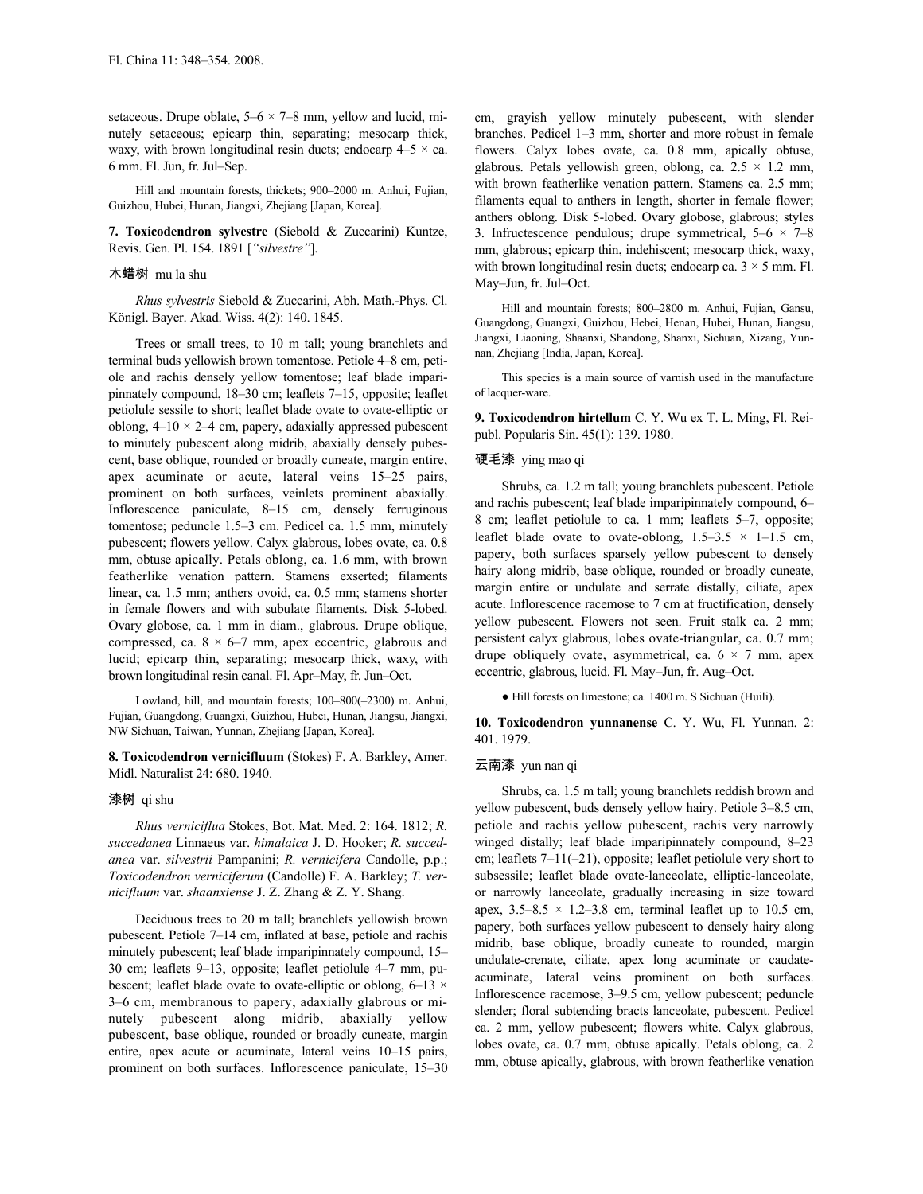setaceous. Drupe oblate, 5–6 × 7–8 mm, yellow and lucid, minutely setaceous; epicarp thin, separating; mesocarp thick, waxy, with brown longitudinal resin ducts; endocarp 4–5 × ca. 6 mm. Fl. Jun, fr. Jul–Sep.

Hill and mountain forests, thickets; 900–2000 m. Anhui, Fujian, Guizhou, Hubei, Hunan, Jiangxi, Zhejiang [Japan, Korea].

**7. Toxicodendron sylvestre** (Siebold & Zuccarini) Kuntze, Revis. Gen. Pl. 154. 1891 [*"silvestre"*].

木蜡树 mu la shu

*Rhus sylvestris* Siebold & Zuccarini, Abh. Math.-Phys. Cl. Königl. Bayer. Akad. Wiss. 4(2): 140. 1845.

Trees or small trees, to 10 m tall; young branchlets and terminal buds yellowish brown tomentose. Petiole 4–8 cm, petiole and rachis densely yellow tomentose; leaf blade imparipinnately compound, 18–30 cm; leaflets 7–15, opposite; leaflet petiolule sessile to short; leaflet blade ovate to ovate-elliptic or oblong, 4–10 × 2–4 cm, papery, adaxially appressed pubescent to minutely pubescent along midrib, abaxially densely pubescent, base oblique, rounded or broadly cuneate, margin entire, apex acuminate or acute, lateral veins 15–25 pairs, prominent on both surfaces, veinlets prominent abaxially. Inflorescence paniculate, 8–15 cm, densely ferruginous tomentose; peduncle 1.5–3 cm. Pedicel ca. 1.5 mm, minutely pubescent; flowers yellow. Calyx glabrous, lobes ovate, ca. 0.8 mm, obtuse apically. Petals oblong, ca. 1.6 mm, with brown featherlike venation pattern. Stamens exserted; filaments linear, ca. 1.5 mm; anthers ovoid, ca. 0.5 mm; stamens shorter in female flowers and with subulate filaments. Disk 5-lobed. Ovary globose, ca. 1 mm in diam., glabrous. Drupe oblique, compressed, ca. 8 × 6–7 mm, apex eccentric, glabrous and lucid; epicarp thin, separating; mesocarp thick, waxy, with brown longitudinal resin canal. Fl. Apr–May, fr. Jun–Oct.

Lowland, hill, and mountain forests; 100–800(–2300) m. Anhui, Fujian, Guangdong, Guangxi, Guizhou, Hubei, Hunan, Jiangsu, Jiangxi, NW Sichuan, Taiwan, Yunnan, Zhejiang [Japan, Korea].

**8. Toxicodendron vernicifluum** (Stokes) F. A. Barkley, Amer. Midl. Naturalist 24: 680. 1940.

漆树 qi shu

*Rhus verniciflua* Stokes, Bot. Mat. Med. 2: 164. 1812; *R. succedanea* Linnaeus var. *himalaica* J. D. Hooker; *R. succedanea* var. *silvestrii* Pampanini; *R. vernicifera* Candolle, p.p.; *Toxicodendron verniciferum* (Candolle) F. A. Barkley; *T. vernicifluum* var. *shaanxiense* J. Z. Zhang & Z. Y. Shang.

Deciduous trees to 20 m tall; branchlets yellowish brown pubescent. Petiole 7–14 cm, inflated at base, petiole and rachis minutely pubescent; leaf blade imparipinnately compound, 15–30 cm; leaflets 9–13, opposite; leaflet petiolule 4–7 mm, pubescent; leaflet blade ovate to ovate-elliptic or oblong, 6–13 × 3–6 cm, membranous to papery, adaxially glabrous or minutely pubescent along midrib, abaxially yellow pubescent, base oblique, rounded or broadly cuneate, margin entire, apex acute or acuminate, lateral veins 10–15 pairs, prominent on both surfaces. Inflorescence paniculate, 15–30 cm, grayish yellow minutely pubescent, with slender branches. Pedicel 1–3 mm, shorter and more robust in female flowers. Calyx lobes ovate, ca. 0.8 mm, apically obtuse, glabrous. Petals yellowish green, oblong, ca. 2.5 × 1.2 mm, with brown featherlike venation pattern. Stamens ca. 2.5 mm; filaments equal to anthers in length, shorter in female flower; anthers oblong. Disk 5-lobed. Ovary globose, glabrous; styles 3. Infructescence pendulous; drupe symmetrical, 5–6 × 7–8 mm, glabrous; epicarp thin, indehiscent; mesocarp thick, waxy, with brown longitudinal resin ducts; endocarp ca. 3 × 5 mm. Fl. May–Jun, fr. Jul–Oct.

Hill and mountain forests; 800–2800 m. Anhui, Fujian, Gansu, Guangdong, Guangxi, Guizhou, Hebei, Henan, Hubei, Hunan, Jiangsu, Jiangxi, Liaoning, Shaanxi, Shandong, Shanxi, Sichuan, Xizang, Yunnan, Zhejiang [India, Japan, Korea].

This species is a main source of varnish used in the manufacture of lacquer-ware.

**9. Toxicodendron hirtellum** C. Y. Wu ex T. L. Ming, Fl. Reipubl. Popularis Sin. 45(1): 139. 1980.

硬毛漆 ying mao qi

Shrubs, ca. 1.2 m tall; young branchlets pubescent. Petiole and rachis pubescent; leaf blade imparipinnately compound, 6–8 cm; leaflet petiolule to ca. 1 mm; leaflets 5–7, opposite; leaflet blade ovate to ovate-oblong, 1.5–3.5 × 1–1.5 cm, papery, both surfaces sparsely yellow pubescent to densely hairy along midrib, base oblique, rounded or broadly cuneate, margin entire or undulate and serrate distally, ciliate, apex acute. Inflorescence racemose to 7 cm at fructification, densely yellow pubescent. Flowers not seen. Fruit stalk ca. 2 mm; persistent calyx glabrous, lobes ovate-triangular, ca. 0.7 mm; drupe obliquely ovate, asymmetrical, ca. 6 × 7 mm, apex eccentric, glabrous, lucid. Fl. May–Jun, fr. Aug–Oct.

● Hill forests on limestone; ca. 1400 m. S Sichuan (Huili).

**10. Toxicodendron yunnanense** C. Y. Wu, Fl. Yunnan. 2: 401. 1979.

云南漆 yun nan qi

Shrubs, ca. 1.5 m tall; young branchlets reddish brown and yellow pubescent, buds densely yellow hairy. Petiole 3–8.5 cm, petiole and rachis yellow pubescent, rachis very narrowly winged distally; leaf blade imparipinnately compound, 8–23 cm; leaflets 7–11(–21), opposite; leaflet petiolule very short to subsessile; leaflet blade ovate-lanceolate, elliptic-lanceolate, or narrowly lanceolate, gradually increasing in size toward apex, 3.5–8.5 × 1.2–3.8 cm, terminal leaflet up to 10.5 cm, papery, both surfaces yellow pubescent to densely hairy along midrib, base oblique, broadly cuneate to rounded, margin undulate-crenate, ciliate, apex long acuminate or caudate-acuminate, lateral veins prominent on both surfaces. Inflorescence racemose, 3–9.5 cm, yellow pubescent; peduncle slender; floral subtending bracts lanceolate, pubescent. Pedicel ca. 2 mm, yellow pubescent; flowers white. Calyx glabrous, lobes ovate, ca. 0.7 mm, obtuse apically. Petals oblong, ca. 2 mm, obtuse apically, glabrous, with brown featherlike venation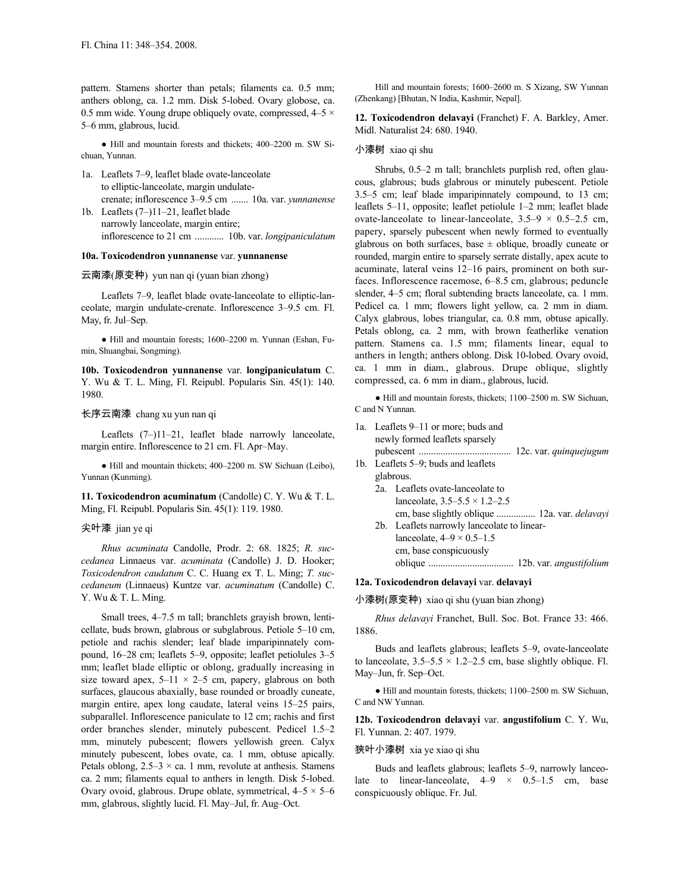pattern. Stamens shorter than petals; filaments ca. 0.5 mm; anthers oblong, ca. 1.2 mm. Disk 5-lobed. Ovary globose, ca. 0.5 mm wide. Young drupe obliquely ovate, compressed, 4–5 × 5–6 mm, glabrous, lucid.

● Hill and mountain forests and thickets; 400–2200 m. SW Sichuan, Yunnan.

1a. Leaflets 7–9, leaflet blade ovate-lanceolate to elliptic-lanceolate, margin undulate-crenate; inflorescence 3–9.5 cm ....... 10a. var. *yunnanense*
1b. Leaflets (7–)11–21, leaflet blade narrowly lanceolate, margin entire; inflorescence to 21 cm ............ 10b. var. *longipaniculatum*

**10a. Toxicodendron yunnanense** var. **yunnanense**

云南漆(原变种) yun nan qi (yuan bian zhong)

Leaflets 7–9, leaflet blade ovate-lanceolate to elliptic-lanceolate, margin undulate-crenate. Inflorescence 3–9.5 cm. Fl. May, fr. Jul–Sep.

● Hill and mountain forests; 1600–2200 m. Yunnan (Eshan, Fumin, Shuangbai, Songming).

**10b. Toxicodendron yunnanense** var. **longipaniculatum** C. Y. Wu & T. L. Ming, Fl. Reipubl. Popularis Sin. 45(1): 140. 1980.

长序云南漆 chang xu yun nan qi

Leaflets (7–)11–21, leaflet blade narrowly lanceolate, margin entire. Inflorescence to 21 cm. Fl. Apr–May.

● Hill and mountain thickets; 400–2200 m. SW Sichuan (Leibo), Yunnan (Kunming).

**11. Toxicodendron acuminatum** (Candolle) C. Y. Wu & T. L. Ming, Fl. Reipubl. Popularis Sin. 45(1): 119. 1980.

尖叶漆 jian ye qi

*Rhus acuminata* Candolle, Prodr. 2: 68. 1825; *R. succedanea* Linnaeus var. *acuminata* (Candolle) J. D. Hooker; *Toxicodendron caudatum* C. C. Huang ex T. L. Ming; *T. succedaneum* (Linnaeus) Kuntze var. *acuminatum* (Candolle) C. Y. Wu & T. L. Ming.

Small trees, 4–7.5 m tall; branchlets grayish brown, lenticellate, buds brown, glabrous or subglabrous. Petiole 5–10 cm, petiole and rachis slender; leaf blade imparipinnately compound, 16–28 cm; leaflets 5–9, opposite; leaflet petiolules 3–5 mm; leaflet blade elliptic or oblong, gradually increasing in size toward apex, 5–11 × 2–5 cm, papery, glabrous on both surfaces, glaucous abaxially, base rounded or broadly cuneate, margin entire, apex long caudate, lateral veins 15–25 pairs, subparallel. Inflorescence paniculate to 12 cm; rachis and first order branches slender, minutely pubescent. Pedicel 1.5–2 mm, minutely pubescent; flowers yellowish green. Calyx minutely pubescent, lobes ovate, ca. 1 mm, obtuse apically. Petals oblong, 2.5–3 × ca. 1 mm, revolute at anthesis. Stamens ca. 2 mm; filaments equal to anthers in length. Disk 5-lobed. Ovary ovoid, glabrous. Drupe oblate, symmetrical, 4–5 × 5–6 mm, glabrous, slightly lucid. Fl. May–Jul, fr. Aug–Oct.

Hill and mountain forests; 1600–2600 m. S Xizang, SW Yunnan (Zhenkang) [Bhutan, N India, Kashmir, Nepal].

**12. Toxicodendron delavayi** (Franchet) F. A. Barkley, Amer. Midl. Naturalist 24: 680. 1940.

小漆树 xiao qi shu

Shrubs, 0.5–2 m tall; branchlets purplish red, often glaucous, glabrous; buds glabrous or minutely pubescent. Petiole 3.5–5 cm; leaf blade imparipinnately compound, to 13 cm; leaflets 5–11, opposite; leaflet petiolule 1–2 mm; leaflet blade ovate-lanceolate to linear-lanceolate, 3.5–9 × 0.5–2.5 cm, papery, sparsely pubescent when newly formed to eventually glabrous on both surfaces, base ± oblique, broadly cuneate or rounded, margin entire to sparsely serrate distally, apex acute to acuminate, lateral veins 12–16 pairs, prominent on both surfaces. Inflorescence racemose, 6–8.5 cm, glabrous; peduncle slender, 4–5 cm; floral subtending bracts lanceolate, ca. 1 mm. Pedicel ca. 1 mm; flowers light yellow, ca. 2 mm in diam. Calyx glabrous, lobes triangular, ca. 0.8 mm, obtuse apically. Petals oblong, ca. 2 mm, with brown featherlike venation pattern. Stamens ca. 1.5 mm; filaments linear, equal to anthers in length; anthers oblong. Disk 10-lobed. Ovary ovoid, ca. 1 mm in diam., glabrous. Drupe oblique, slightly compressed, ca. 6 mm in diam., glabrous, lucid.

● Hill and mountain forests, thickets; 1100–2500 m. SW Sichuan, C and N Yunnan.

1a. Leaflets 9–11 or more; buds and newly formed leaflets sparsely pubescent ..................................... 12c. var. *quinquejugum*
1b. Leaflets 5–9; buds and leaflets glabrous.
  2a. Leaflets ovate-lanceolate to lanceolate, 3.5–5.5 × 1.2–2.5 cm, base slightly oblique ................ 12a. var. *delavayi*
  2b. Leaflets narrowly lanceolate to linear-lanceolate, 4–9 × 0.5–1.5 cm, base conspicuously oblique .................................. 12b. var. *angustifolium*

**12a. Toxicodendron delavayi** var. **delavayi**

小漆树(原变种) xiao qi shu (yuan bian zhong)

*Rhus delavayi* Franchet, Bull. Soc. Bot. France 33: 466. 1886.

Buds and leaflets glabrous; leaflets 5–9, ovate-lanceolate to lanceolate, 3.5–5.5 × 1.2–2.5 cm, base slightly oblique. Fl. May–Jun, fr. Sep–Oct.

● Hill and mountain forests, thickets; 1100–2500 m. SW Sichuan, C and NW Yunnan.

**12b. Toxicodendron delavayi** var. **angustifolium** C. Y. Wu, Fl. Yunnan. 2: 407. 1979.

狭叶小漆树 xia ye xiao qi shu

Buds and leaflets glabrous; leaflets 5–9, narrowly lanceolate to linear-lanceolate, 4–9 × 0.5–1.5 cm, base conspicuously oblique. Fr. Jul.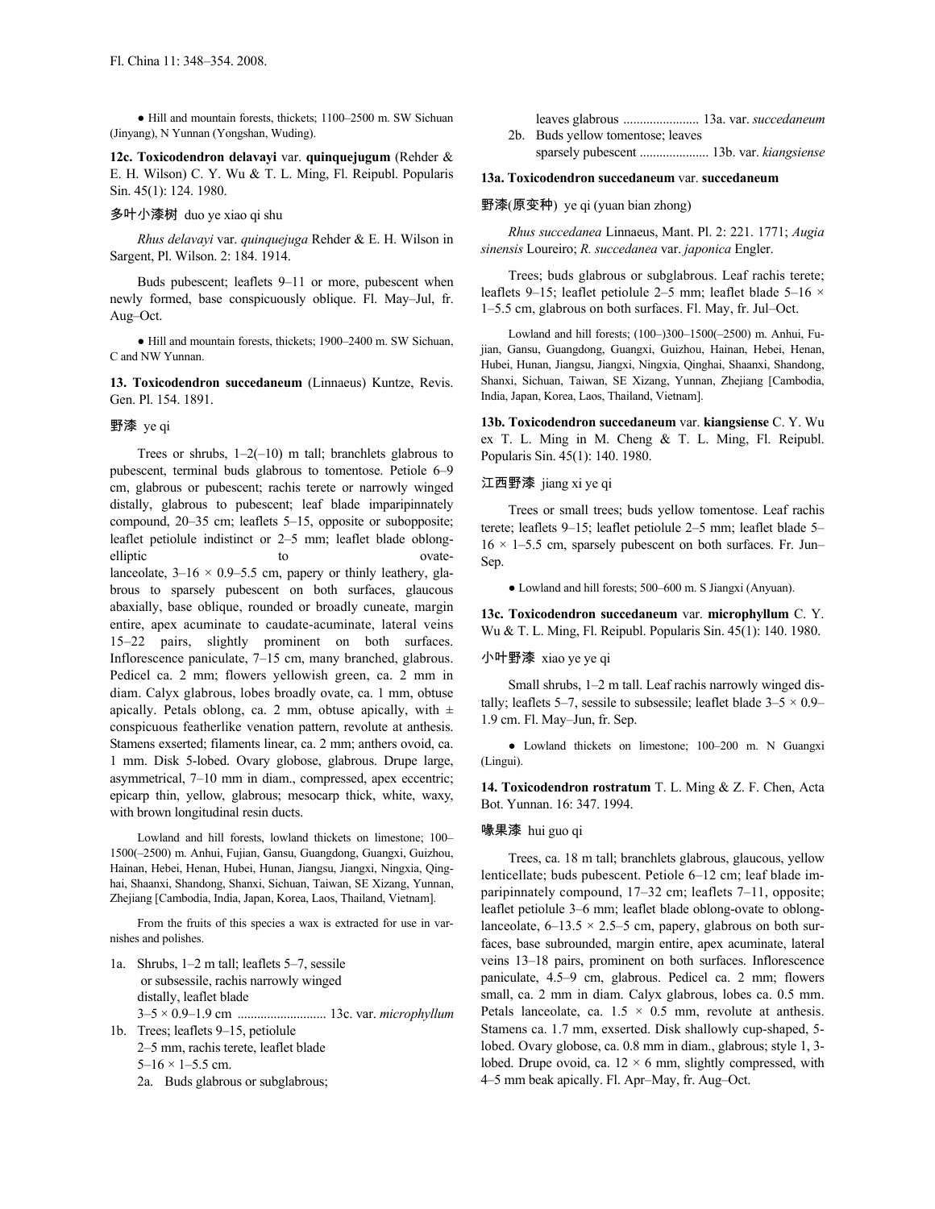Fl. China 11: 348–354. 2008.

● Hill and mountain forests, thickets; 1100–2500 m. SW Sichuan (Jinyang), N Yunnan (Yongshan, Wuding).

**12c. Toxicodendron delavayi** var. **quinquejugum** (Rehder & E. H. Wilson) C. Y. Wu & T. L. Ming, Fl. Reipubl. Popularis Sin. 45(1): 124. 1980.

多叶小漆树 duo ye xiao qi shu

*Rhus delavayi* var. *quinquejuga* Rehder & E. H. Wilson in Sargent, Pl. Wilson. 2: 184. 1914.

Buds pubescent; leaflets 9–11 or more, pubescent when newly formed, base conspicuously oblique. Fl. May–Jul, fr. Aug–Oct.

● Hill and mountain forests, thickets; 1900–2400 m. SW Sichuan, C and NW Yunnan.

**13. Toxicodendron succedaneum** (Linnaeus) Kuntze, Revis. Gen. Pl. 154. 1891.

野漆 ye qi

Trees or shrubs, 1–2(–10) m tall; branchlets glabrous to pubescent, terminal buds glabrous to tomentose. Petiole 6–9 cm, glabrous or pubescent; rachis terete or narrowly winged distally, glabrous to pubescent; leaf blade imparipinnately compound, 20–35 cm; leaflets 5–15, opposite or subopposite; leaflet petiolule indistinct or 2–5 mm; leaflet blade oblong-elliptic to ovate-lanceolate, 3–16 × 0.9–5.5 cm, papery or thinly leathery, glabrous to sparsely pubescent on both surfaces, glaucous abaxially, base oblique, rounded or broadly cuneate, margin entire, apex acuminate to caudate-acuminate, lateral veins 15–22 pairs, slightly prominent on both surfaces. Inflorescence paniculate, 7–15 cm, many branched, glabrous. Pedicel ca. 2 mm; flowers yellowish green, ca. 2 mm in diam. Calyx glabrous, lobes broadly ovate, ca. 1 mm, obtuse apically. Petals oblong, ca. 2 mm, obtuse apically, with ± conspicuous featherlike venation pattern, revolute at anthesis. Stamens exserted; filaments linear, ca. 2 mm; anthers ovoid, ca. 1 mm. Disk 5-lobed. Ovary globose, glabrous. Drupe large, asymmetrical, 7–10 mm in diam., compressed, apex eccentric; epicarp thin, yellow, glabrous; mesocarp thick, white, waxy, with brown longitudinal resin ducts.

Lowland and hill forests, lowland thickets on limestone; 100–1500(–2500) m. Anhui, Fujian, Gansu, Guangdong, Guangxi, Guizhou, Hainan, Hebei, Henan, Hubei, Hunan, Jiangsu, Jiangxi, Ningxia, Qinghai, Shaanxi, Shandong, Shanxi, Sichuan, Taiwan, SE Xizang, Yunnan, Zhejiang [Cambodia, India, Japan, Korea, Laos, Thailand, Vietnam].

From the fruits of this species a wax is extracted for use in varnishes and polishes.

1a. Shrubs, 1–2 m tall; leaflets 5–7, sessile or subsessile, rachis narrowly winged distally, leaflet blade 3–5 × 0.9–1.9 cm .......................... 13c. var. *microphyllum*
1b. Trees; leaflets 9–15, petiolule 2–5 mm, rachis terete, leaflet blade 5–16 × 1–5.5 cm.
 2a. Buds glabrous or subglabrous; leaves glabrous ....................... 13a. var. *succedaneum*
 2b. Buds yellow tomentose; leaves sparsely pubescent ..................... 13b. var. *kiangsiense*

**13a. Toxicodendron succedaneum** var. **succedaneum**

野漆(原变种) ye qi (yuan bian zhong)

*Rhus succedanea* Linnaeus, Mant. Pl. 2: 221. 1771; *Augia sinensis* Loureiro; *R. succedanea* var. *japonica* Engler.

Trees; buds glabrous or subglabrous. Leaf rachis terete; leaflets 9–15; leaflet petiolule 2–5 mm; leaflet blade 5–16 × 1–5.5 cm, glabrous on both surfaces. Fl. May, fr. Jul–Oct.

Lowland and hill forests; (100–)300–1500(–2500) m. Anhui, Fujian, Gansu, Guangdong, Guangxi, Guizhou, Hainan, Hebei, Henan, Hubei, Hunan, Jiangsu, Jiangxi, Ningxia, Qinghai, Shaanxi, Shandong, Shanxi, Sichuan, Taiwan, SE Xizang, Yunnan, Zhejiang [Cambodia, India, Japan, Korea, Laos, Thailand, Vietnam].

**13b. Toxicodendron succedaneum** var. **kiangsiense** C. Y. Wu ex T. L. Ming in M. Cheng & T. L. Ming, Fl. Reipubl. Popularis Sin. 45(1): 140. 1980.

江西野漆 jiang xi ye qi

Trees or small trees; buds yellow tomentose. Leaf rachis terete; leaflets 9–15; leaflet petiolule 2–5 mm; leaflet blade 5–16 × 1–5.5 cm, sparsely pubescent on both surfaces. Fr. Jun–Sep.

● Lowland and hill forests; 500–600 m. S Jiangxi (Anyuan).

**13c. Toxicodendron succedaneum** var. **microphyllum** C. Y. Wu & T. L. Ming, Fl. Reipubl. Popularis Sin. 45(1): 140. 1980.

小叶野漆 xiao ye ye qi

Small shrubs, 1–2 m tall. Leaf rachis narrowly winged distally; leaflets 5–7, sessile to subsessile; leaflet blade 3–5 × 0.9–1.9 cm. Fl. May–Jun, fr. Sep.

● Lowland thickets on limestone; 100–200 m. N Guangxi (Lingui).

**14. Toxicodendron rostratum** T. L. Ming & Z. F. Chen, Acta Bot. Yunnan. 16: 347. 1994.

喙果漆 hui guo qi

Trees, ca. 18 m tall; branchlets glabrous, glaucous, yellow lenticellate; buds pubescent. Petiole 6–12 cm; leaf blade imparipinnately compound, 17–32 cm; leaflets 7–11, opposite; leaflet petiolule 3–6 mm; leaflet blade oblong-ovate to oblong-lanceolate, 6–13.5 × 2.5–5 cm, papery, glabrous on both surfaces, base subrounded, margin entire, apex acuminate, lateral veins 13–18 pairs, prominent on both surfaces. Inflorescence paniculate, 4.5–9 cm, glabrous. Pedicel ca. 2 mm; flowers small, ca. 2 mm in diam. Calyx glabrous, lobes ca. 0.5 mm. Petals lanceolate, ca. 1.5 × 0.5 mm, revolute at anthesis. Stamens ca. 1.7 mm, exserted. Disk shallowly cup-shaped, 5-lobed. Ovary globose, ca. 0.8 mm in diam., glabrous; style 1, 3-lobed. Drupe ovoid, ca. 12 × 6 mm, slightly compressed, with 4–5 mm beak apically. Fl. Apr–May, fr. Aug–Oct.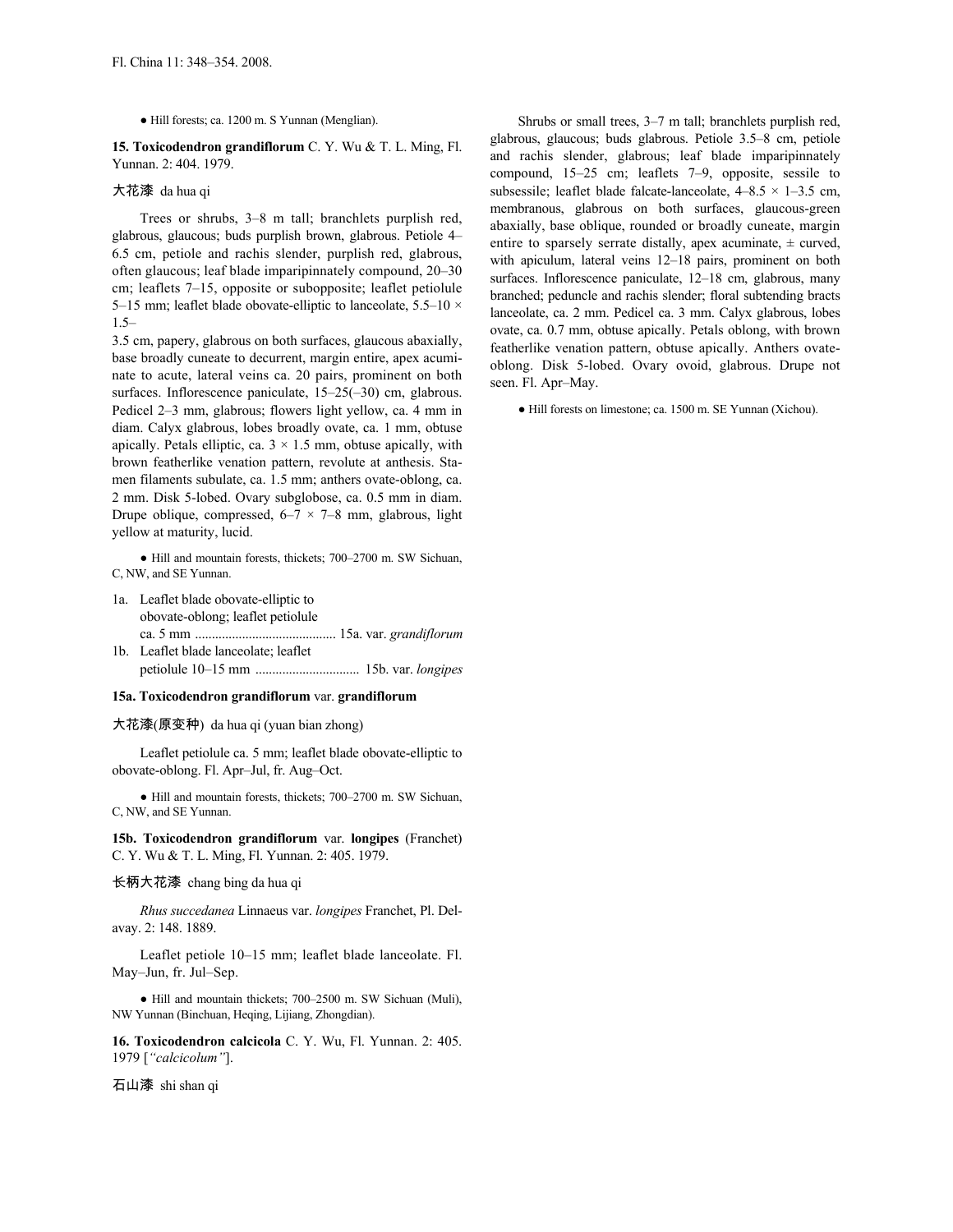● Hill forests; ca. 1200 m. S Yunnan (Menglian).

**15. Toxicodendron grandiflorum** C. Y. Wu & T. L. Ming, Fl. Yunnan. 2: 404. 1979.

大花漆 da hua qi

Trees or shrubs, 3–8 m tall; branchlets purplish red, glabrous, glaucous; buds purplish brown, glabrous. Petiole 4–6.5 cm, petiole and rachis slender, purplish red, glabrous, often glaucous; leaf blade imparipinnately compound, 20–30 cm; leaflets 7–15, opposite or subopposite; leaflet petiolule 5–15 mm; leaflet blade obovate-elliptic to lanceolate, 5.5–10 × 1.5–3.5 cm, papery, glabrous on both surfaces, glaucous abaxially, base broadly cuneate to decurrent, margin entire, apex acuminate to acute, lateral veins ca. 20 pairs, prominent on both surfaces. Inflorescence paniculate, 15–25(–30) cm, glabrous. Pedicel 2–3 mm, glabrous; flowers light yellow, ca. 4 mm in diam. Calyx glabrous, lobes broadly ovate, ca. 1 mm, obtuse apically. Petals elliptic, ca. 3 × 1.5 mm, obtuse apically, with brown featherlike venation pattern, revolute at anthesis. Stamen filaments subulate, ca. 1.5 mm; anthers ovate-oblong, ca. 2 mm. Disk 5-lobed. Ovary subglobose, ca. 0.5 mm in diam. Drupe oblique, compressed, 6–7 × 7–8 mm, glabrous, light yellow at maturity, lucid.

● Hill and mountain forests, thickets; 700–2700 m. SW Sichuan, C, NW, and SE Yunnan.

1a. Leaflet blade obovate-elliptic to obovate-oblong; leaflet petiolule ca. 5 mm .......................................... 15a. var. *grandiflorum*
1b. Leaflet blade lanceolate; leaflet petiolule 10–15 mm ............................... 15b. var. *longipes*

**15a. Toxicodendron grandiflorum** var. **grandiflorum**

大花漆(原变种) da hua qi (yuan bian zhong)

Leaflet petiolule ca. 5 mm; leaflet blade obovate-elliptic to obovate-oblong. Fl. Apr–Jul, fr. Aug–Oct.

● Hill and mountain forests, thickets; 700–2700 m. SW Sichuan, C, NW, and SE Yunnan.

**15b. Toxicodendron grandiflorum** var. **longipes** (Franchet) C. Y. Wu & T. L. Ming, Fl. Yunnan. 2: 405. 1979.

长柄大花漆 chang bing da hua qi

*Rhus succedanea* Linnaeus var. *longipes* Franchet, Pl. Delavay. 2: 148. 1889.

Leaflet petiole 10–15 mm; leaflet blade lanceolate. Fl. May–Jun, fr. Jul–Sep.

● Hill and mountain thickets; 700–2500 m. SW Sichuan (Muli), NW Yunnan (Binchuan, Heqing, Lijiang, Zhongdian).

**16. Toxicodendron calcicola** C. Y. Wu, Fl. Yunnan. 2: 405. 1979 [*"calcicolum"*].

石山漆 shi shan qi

Shrubs or small trees, 3–7 m tall; branchlets purplish red, glabrous, glaucous; buds glabrous. Petiole 3.5–8 cm, petiole and rachis slender, glabrous; leaf blade imparipinnately compound, 15–25 cm; leaflets 7–9, opposite, sessile to subsessile; leaflet blade falcate-lanceolate, 4–8.5 × 1–3.5 cm, membranous, glabrous on both surfaces, glaucous-green abaxially, base oblique, rounded or broadly cuneate, margin entire to sparsely serrate distally, apex acuminate, ± curved, with apiculum, lateral veins 12–18 pairs, prominent on both surfaces. Inflorescence paniculate, 12–18 cm, glabrous, many branched; peduncle and rachis slender; floral subtending bracts lanceolate, ca. 2 mm. Pedicel ca. 3 mm. Calyx glabrous, lobes ovate, ca. 0.7 mm, obtuse apically. Petals oblong, with brown featherlike venation pattern, obtuse apically. Anthers ovate-oblong. Disk 5-lobed. Ovary ovoid, glabrous. Drupe not seen. Fl. Apr–May.

● Hill forests on limestone; ca. 1500 m. SE Yunnan (Xichou).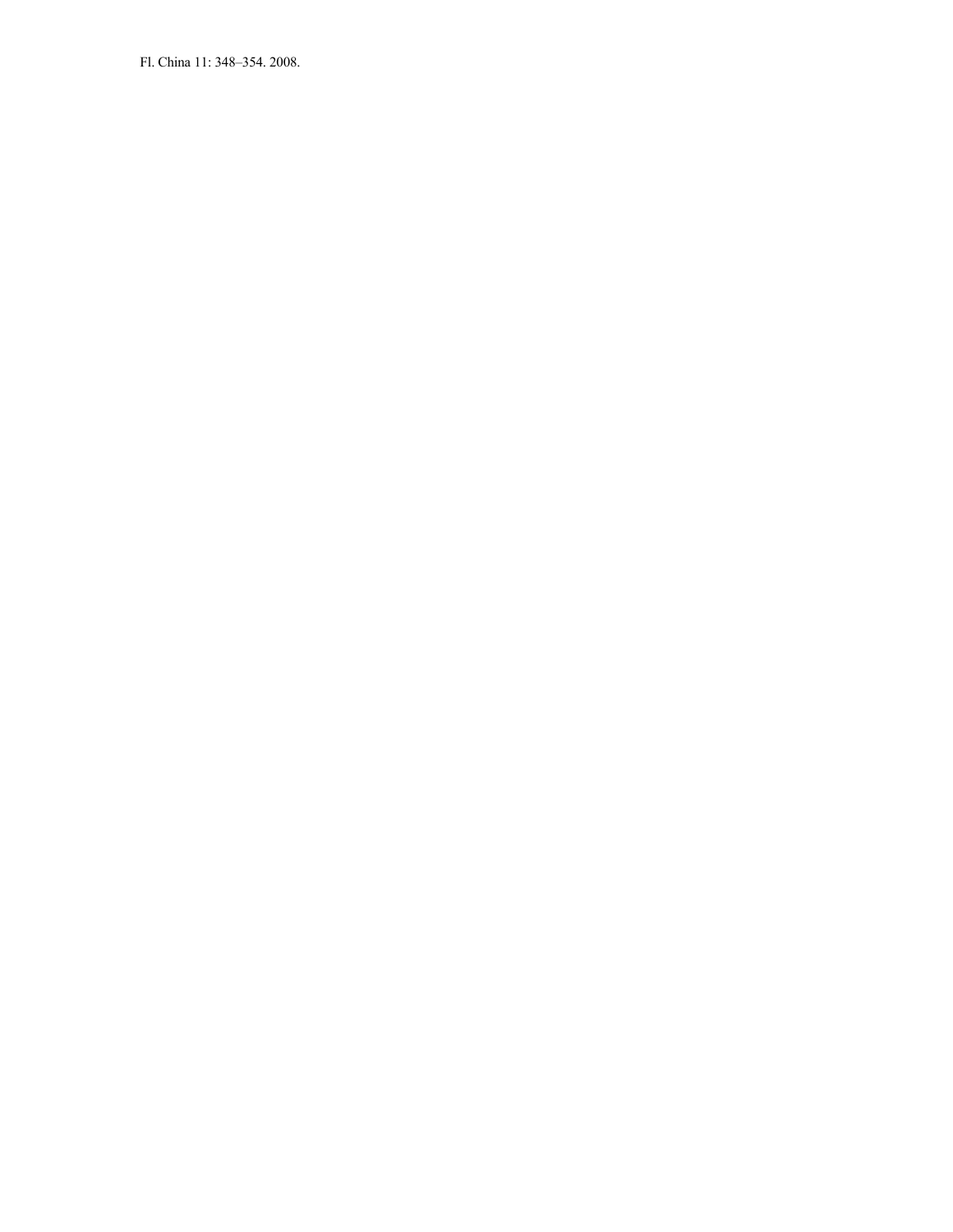Fl. China 11: 348–354. 2008.